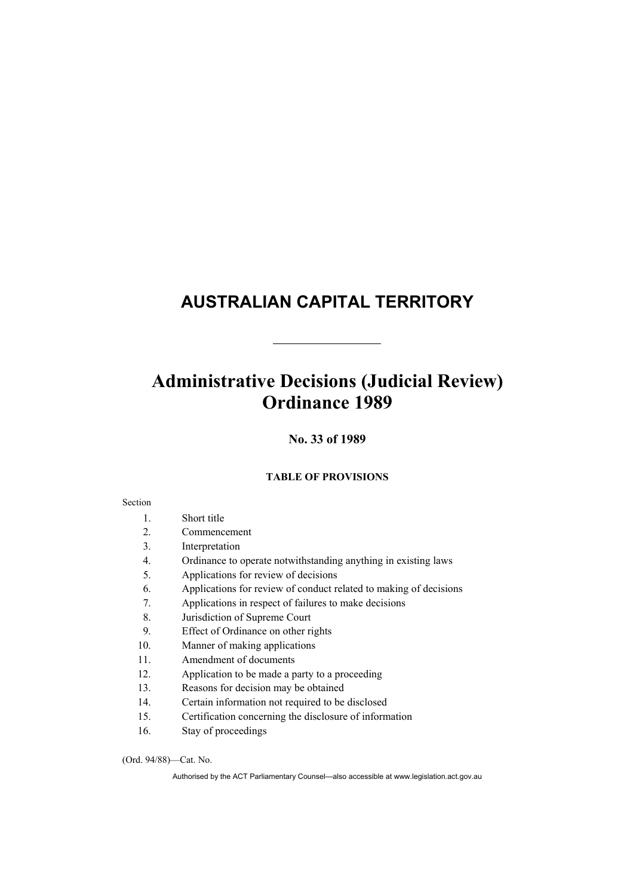# AUSTRALIAN CAPITAL TERRITORY

---

# Administrative Decisions (Judicial Review) Ordinance 1989

**No. 33 of 1989**

**TABLE OF PROVISIONS**

Section

1. Short title
2. Commencement
3. Interpretation
4. Ordinance to operate notwithstanding anything in existing laws
5. Applications for review of decisions
6. Applications for review of conduct related to making of decisions
7. Applications in respect of failures to make decisions
8. Jurisdiction of Supreme Court
9. Effect of Ordinance on other rights
10. Manner of making applications
11. Amendment of documents
12. Application to be made a party to a proceeding
13. Reasons for decision may be obtained
14. Certain information not required to be disclosed
15. Certification concerning the disclosure of information
16. Stay of proceedings

(Ord. 94/88)—Cat. No.

Authorised by the ACT Parliamentary Counsel—also accessible at www.legislation.act.gov.au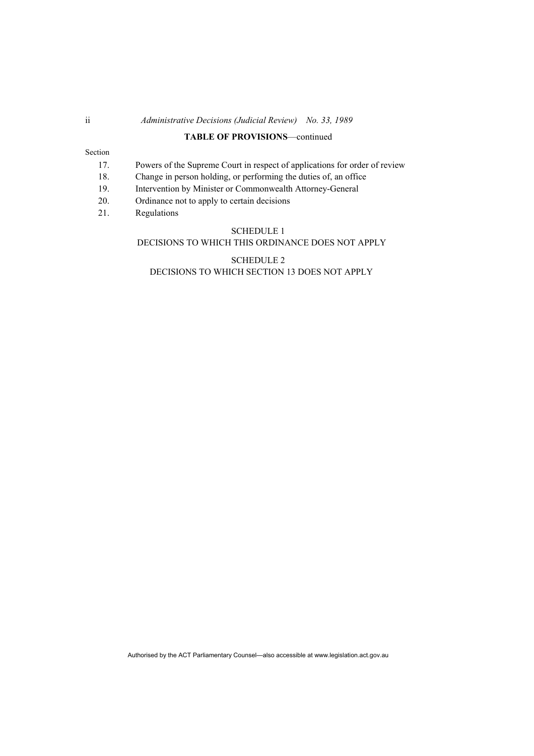**TABLE OF PROVISIONS**—continued

Section

17. Powers of the Supreme Court in respect of applications for order of review
18. Change in person holding, or performing the duties of, an office
19. Intervention by Minister or Commonwealth Attorney-General
20. Ordinance not to apply to certain decisions
21. Regulations

SCHEDULE 1
DECISIONS TO WHICH THIS ORDINANCE DOES NOT APPLY

SCHEDULE 2
DECISIONS TO WHICH SECTION 13 DOES NOT APPLY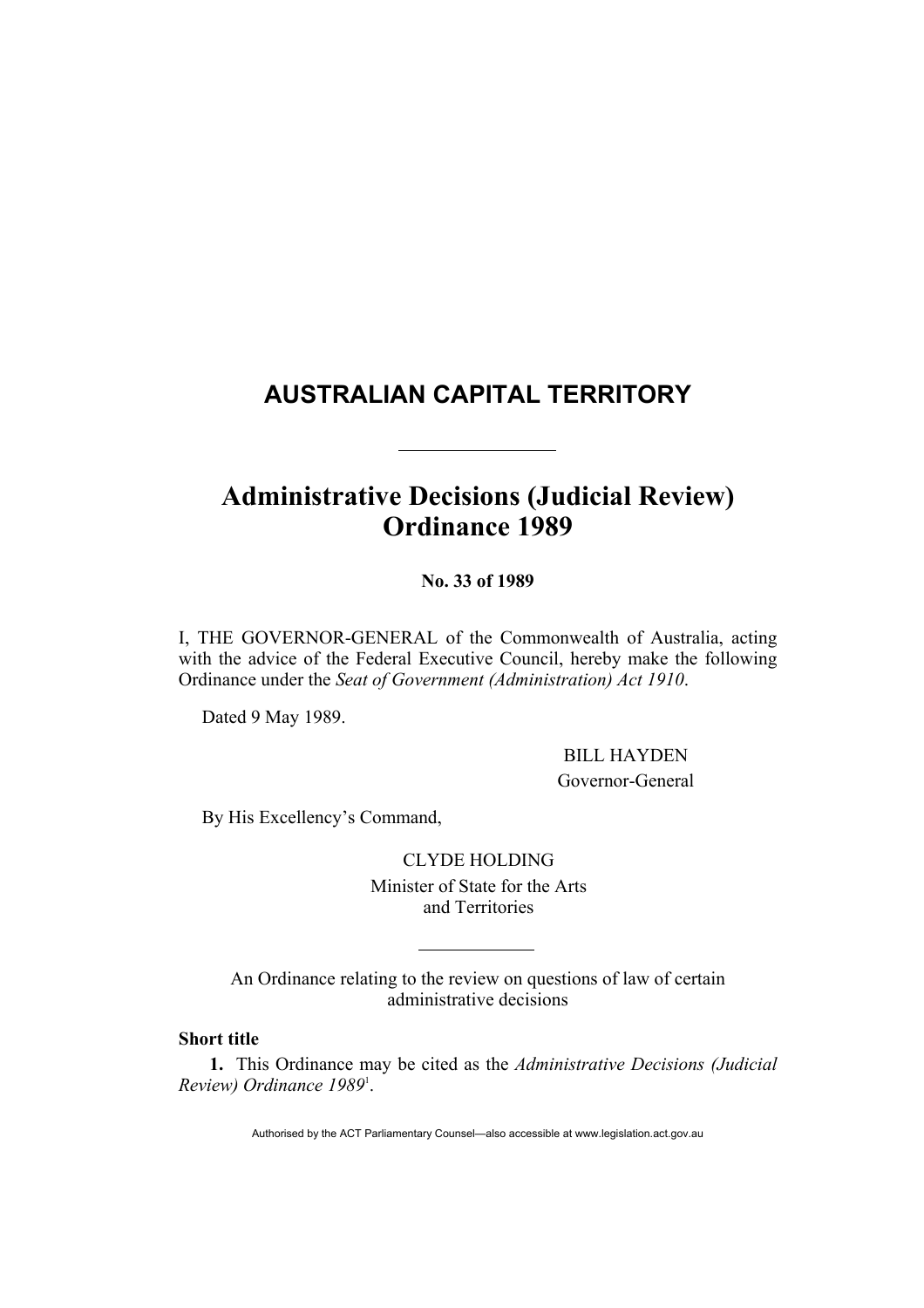# AUSTRALIAN CAPITAL TERRITORY

---

# Administrative Decisions (Judicial Review) Ordinance 1989

**No. 33 of 1989**

I, THE GOVERNOR-GENERAL of the Commonwealth of Australia, acting with the advice of the Federal Executive Council, hereby make the following Ordinance under the *Seat of Government (Administration) Act 1910*.

Dated 9 May 1989.

BILL HAYDEN
Governor-General

By His Excellency's Command,

CLYDE HOLDING
Minister of State for the Arts and Territories

---

An Ordinance relating to the review on questions of law of certain administrative decisions

**Short title**

**1.** This Ordinance may be cited as the *Administrative Decisions (Judicial Review) Ordinance 1989*[1].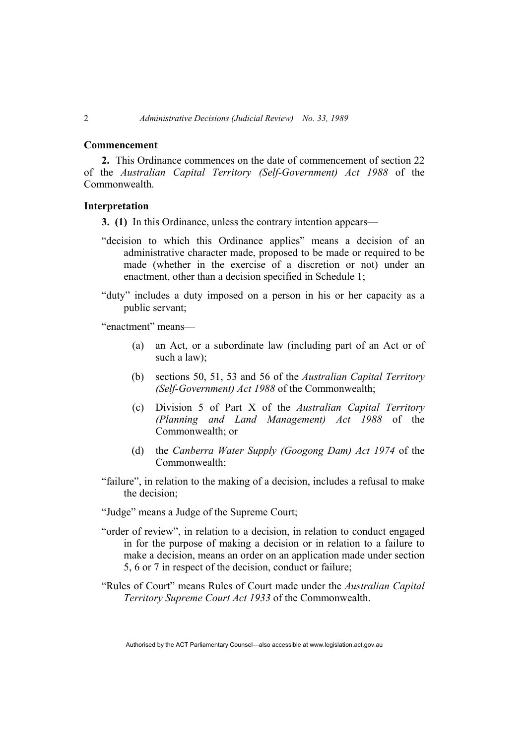**Commencement**

**2.** This Ordinance commences on the date of commencement of section 22 of the *Australian Capital Territory (Self-Government) Act 1988* of the Commonwealth.

**Interpretation**

**3. (1)** In this Ordinance, unless the contrary intention appears—

"decision to which this Ordinance applies" means a decision of an administrative character made, proposed to be made or required to be made (whether in the exercise of a discretion or not) under an enactment, other than a decision specified in Schedule 1;

"duty" includes a duty imposed on a person in his or her capacity as a public servant;

"enactment" means—

(a) an Act, or a subordinate law (including part of an Act or of such a law);

(b) sections 50, 51, 53 and 56 of the *Australian Capital Territory (Self-Government) Act 1988* of the Commonwealth;

(c) Division 5 of Part X of the *Australian Capital Territory (Planning and Land Management) Act 1988* of the Commonwealth; or

(d) the *Canberra Water Supply (Googong Dam) Act 1974* of the Commonwealth;

"failure", in relation to the making of a decision, includes a refusal to make the decision;

"Judge" means a Judge of the Supreme Court;

"order of review", in relation to a decision, in relation to conduct engaged in for the purpose of making a decision or in relation to a failure to make a decision, means an order on an application made under section 5, 6 or 7 in respect of the decision, conduct or failure;

"Rules of Court" means Rules of Court made under the *Australian Capital Territory Supreme Court Act 1933* of the Commonwealth.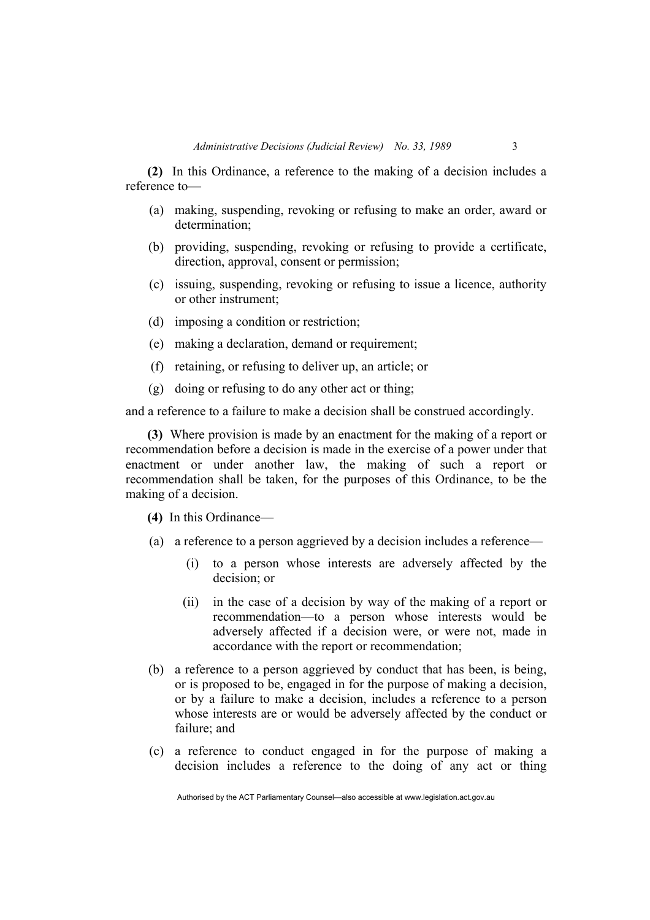**(2)** In this Ordinance, a reference to the making of a decision includes a reference to—

- (a) making, suspending, revoking or refusing to make an order, award or determination;
- (b) providing, suspending, revoking or refusing to provide a certificate, direction, approval, consent or permission;
- (c) issuing, suspending, revoking or refusing to issue a licence, authority or other instrument;
- (d) imposing a condition or restriction;
- (e) making a declaration, demand or requirement;
- (f) retaining, or refusing to deliver up, an article; or
- (g) doing or refusing to do any other act or thing;

and a reference to a failure to make a decision shall be construed accordingly.

**(3)** Where provision is made by an enactment for the making of a report or recommendation before a decision is made in the exercise of a power under that enactment or under another law, the making of such a report or recommendation shall be taken, for the purposes of this Ordinance, to be the making of a decision.

**(4)** In this Ordinance—

- (a) a reference to a person aggrieved by a decision includes a reference—
  - (i) to a person whose interests are adversely affected by the decision; or
  - (ii) in the case of a decision by way of the making of a report or recommendation—to a person whose interests would be adversely affected if a decision were, or were not, made in accordance with the report or recommendation;
- (b) a reference to a person aggrieved by conduct that has been, is being, or is proposed to be, engaged in for the purpose of making a decision, or by a failure to make a decision, includes a reference to a person whose interests are or would be adversely affected by the conduct or failure; and
- (c) a reference to conduct engaged in for the purpose of making a decision includes a reference to the doing of any act or thing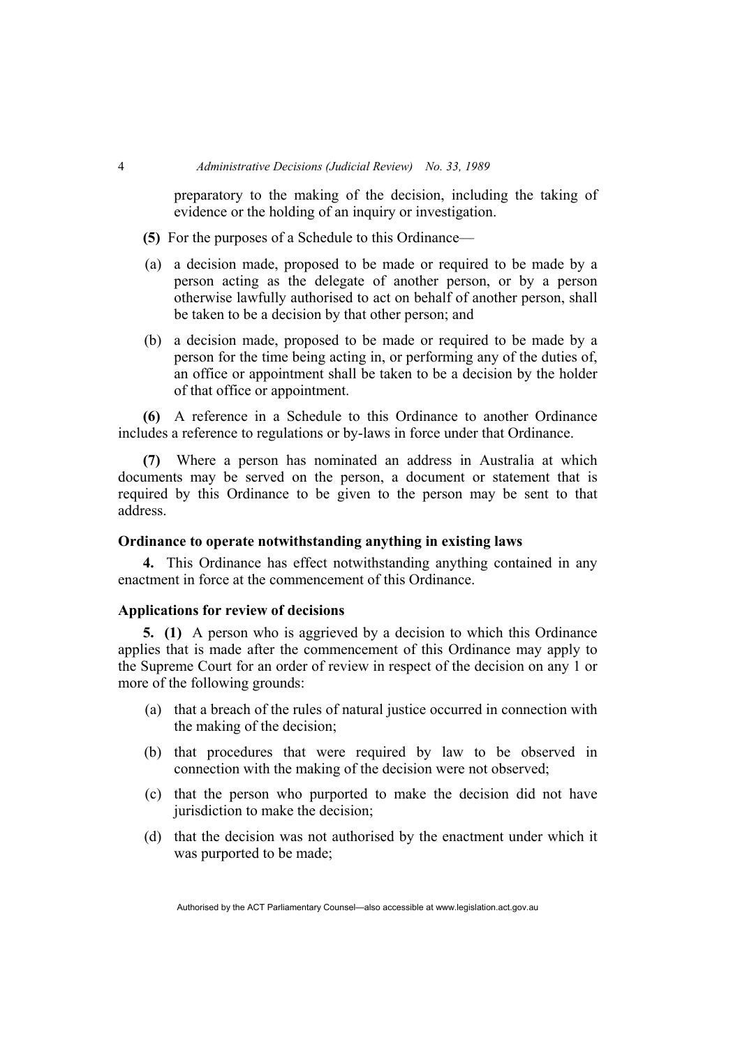preparatory to the making of the decision, including the taking of evidence or the holding of an inquiry or investigation.

**(5)** For the purposes of a Schedule to this Ordinance—

(a) a decision made, proposed to be made or required to be made by a person acting as the delegate of another person, or by a person otherwise lawfully authorised to act on behalf of another person, shall be taken to be a decision by that other person; and

(b) a decision made, proposed to be made or required to be made by a person for the time being acting in, or performing any of the duties of, an office or appointment shall be taken to be a decision by the holder of that office or appointment.

**(6)** A reference in a Schedule to this Ordinance to another Ordinance includes a reference to regulations or by-laws in force under that Ordinance.

**(7)** Where a person has nominated an address in Australia at which documents may be served on the person, a document or statement that is required by this Ordinance to be given to the person may be sent to that address.

**Ordinance to operate notwithstanding anything in existing laws**

**4.** This Ordinance has effect notwithstanding anything contained in any enactment in force at the commencement of this Ordinance.

**Applications for review of decisions**

**5. (1)** A person who is aggrieved by a decision to which this Ordinance applies that is made after the commencement of this Ordinance may apply to the Supreme Court for an order of review in respect of the decision on any 1 or more of the following grounds:

(a) that a breach of the rules of natural justice occurred in connection with the making of the decision;

(b) that procedures that were required by law to be observed in connection with the making of the decision were not observed;

(c) that the person who purported to make the decision did not have jurisdiction to make the decision;

(d) that the decision was not authorised by the enactment under which it was purported to be made;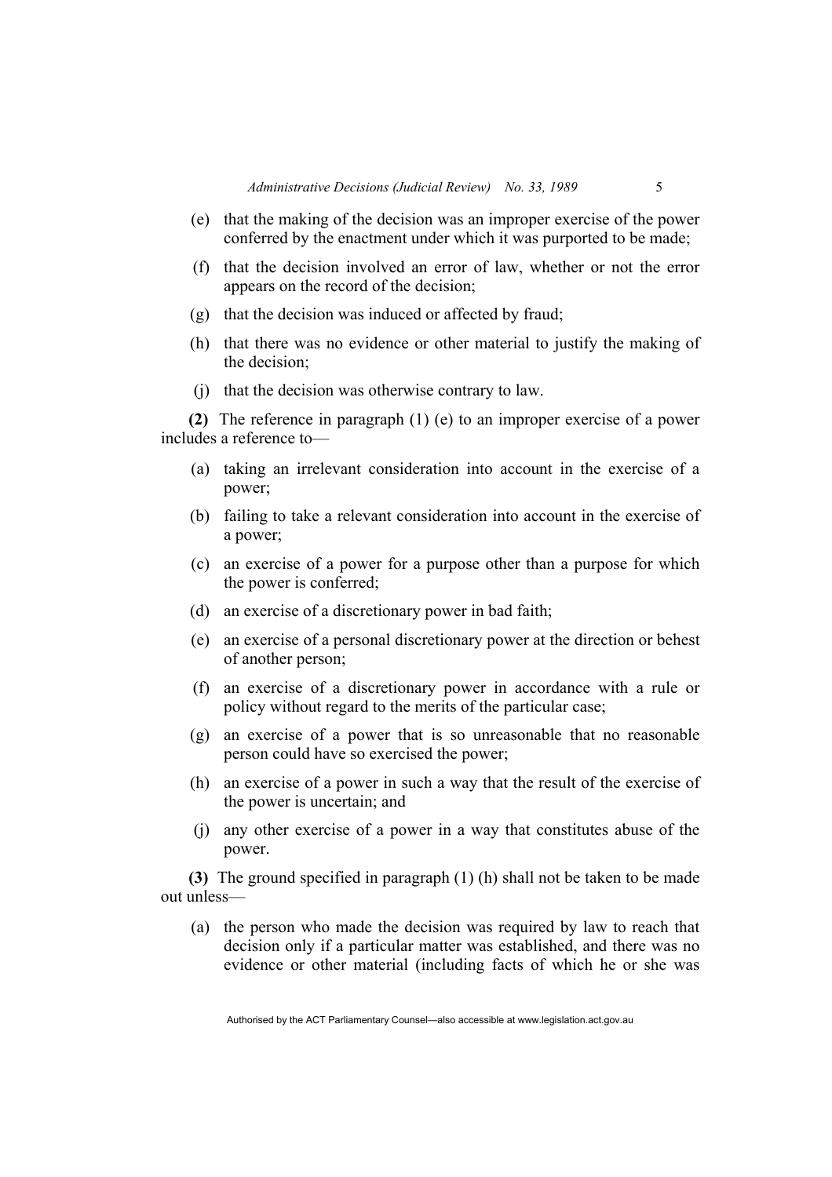(e) that the making of the decision was an improper exercise of the power conferred by the enactment under which it was purported to be made;

(f) that the decision involved an error of law, whether or not the error appears on the record of the decision;

(g) that the decision was induced or affected by fraud;

(h) that there was no evidence or other material to justify the making of the decision;

(j) that the decision was otherwise contrary to law.

**(2)** The reference in paragraph (1) (e) to an improper exercise of a power includes a reference to—

(a) taking an irrelevant consideration into account in the exercise of a power;

(b) failing to take a relevant consideration into account in the exercise of a power;

(c) an exercise of a power for a purpose other than a purpose for which the power is conferred;

(d) an exercise of a discretionary power in bad faith;

(e) an exercise of a personal discretionary power at the direction or behest of another person;

(f) an exercise of a discretionary power in accordance with a rule or policy without regard to the merits of the particular case;

(g) an exercise of a power that is so unreasonable that no reasonable person could have so exercised the power;

(h) an exercise of a power in such a way that the result of the exercise of the power is uncertain; and

(j) any other exercise of a power in a way that constitutes abuse of the power.

**(3)** The ground specified in paragraph (1) (h) shall not be taken to be made out unless—

(a) the person who made the decision was required by law to reach that decision only if a particular matter was established, and there was no evidence or other material (including facts of which he or she was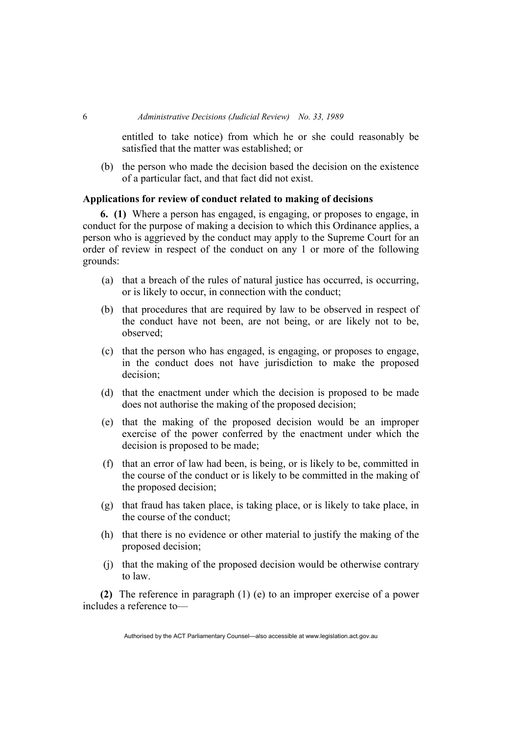entitled to take notice) from which he or she could reasonably be satisfied that the matter was established; or

(b) the person who made the decision based the decision on the existence of a particular fact, and that fact did not exist.

### Applications for review of conduct related to making of decisions

**6. (1)** Where a person has engaged, is engaging, or proposes to engage, in conduct for the purpose of making a decision to which this Ordinance applies, a person who is aggrieved by the conduct may apply to the Supreme Court for an order of review in respect of the conduct on any 1 or more of the following grounds:

(a) that a breach of the rules of natural justice has occurred, is occurring, or is likely to occur, in connection with the conduct;

(b) that procedures that are required by law to be observed in respect of the conduct have not been, are not being, or are likely not to be, observed;

(c) that the person who has engaged, is engaging, or proposes to engage, in the conduct does not have jurisdiction to make the proposed decision;

(d) that the enactment under which the decision is proposed to be made does not authorise the making of the proposed decision;

(e) that the making of the proposed decision would be an improper exercise of the power conferred by the enactment under which the decision is proposed to be made;

(f) that an error of law had been, is being, or is likely to be, committed in the course of the conduct or is likely to be committed in the making of the proposed decision;

(g) that fraud has taken place, is taking place, or is likely to take place, in the course of the conduct;

(h) that there is no evidence or other material to justify the making of the proposed decision;

(j) that the making of the proposed decision would be otherwise contrary to law.

**(2)** The reference in paragraph (1) (e) to an improper exercise of a power includes a reference to—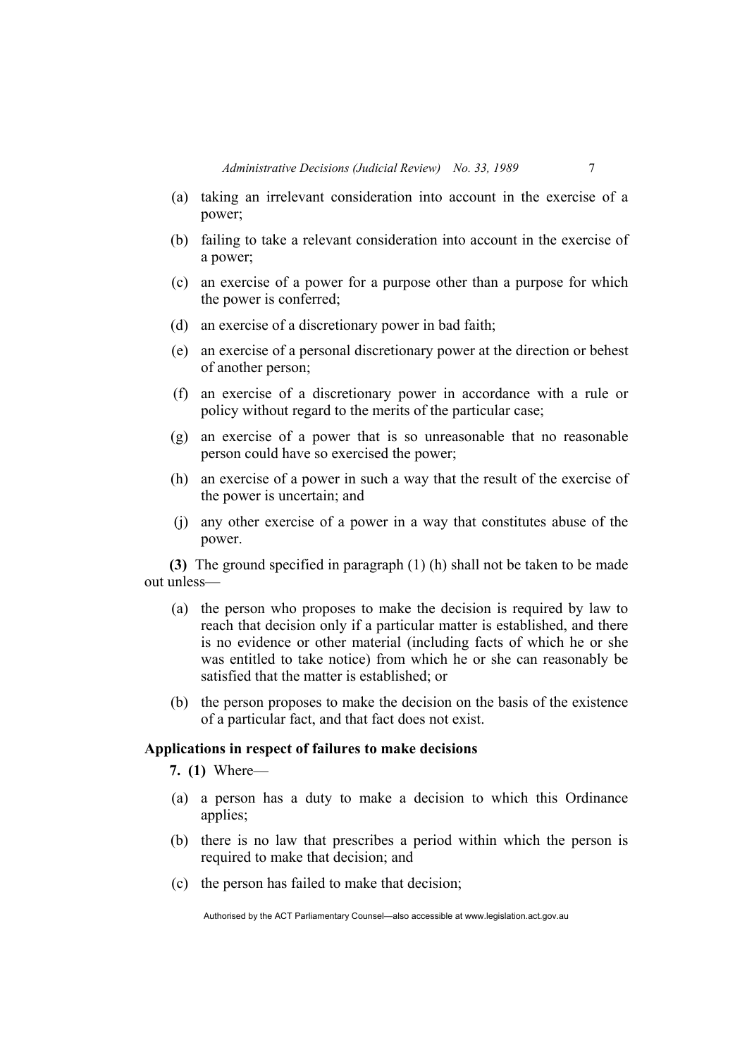(a) taking an irrelevant consideration into account in the exercise of a power;

(b) failing to take a relevant consideration into account in the exercise of a power;

(c) an exercise of a power for a purpose other than a purpose for which the power is conferred;

(d) an exercise of a discretionary power in bad faith;

(e) an exercise of a personal discretionary power at the direction or behest of another person;

(f) an exercise of a discretionary power in accordance with a rule or policy without regard to the merits of the particular case;

(g) an exercise of a power that is so unreasonable that no reasonable person could have so exercised the power;

(h) an exercise of a power in such a way that the result of the exercise of the power is uncertain; and

(j) any other exercise of a power in a way that constitutes abuse of the power.

**(3)** The ground specified in paragraph (1) (h) shall not be taken to be made out unless—

(a) the person who proposes to make the decision is required by law to reach that decision only if a particular matter is established, and there is no evidence or other material (including facts of which he or she was entitled to take notice) from which he or she can reasonably be satisfied that the matter is established; or

(b) the person proposes to make the decision on the basis of the existence of a particular fact, and that fact does not exist.

**Applications in respect of failures to make decisions**

**7. (1)** Where—

(a) a person has a duty to make a decision to which this Ordinance applies;

(b) there is no law that prescribes a period within which the person is required to make that decision; and

(c) the person has failed to make that decision;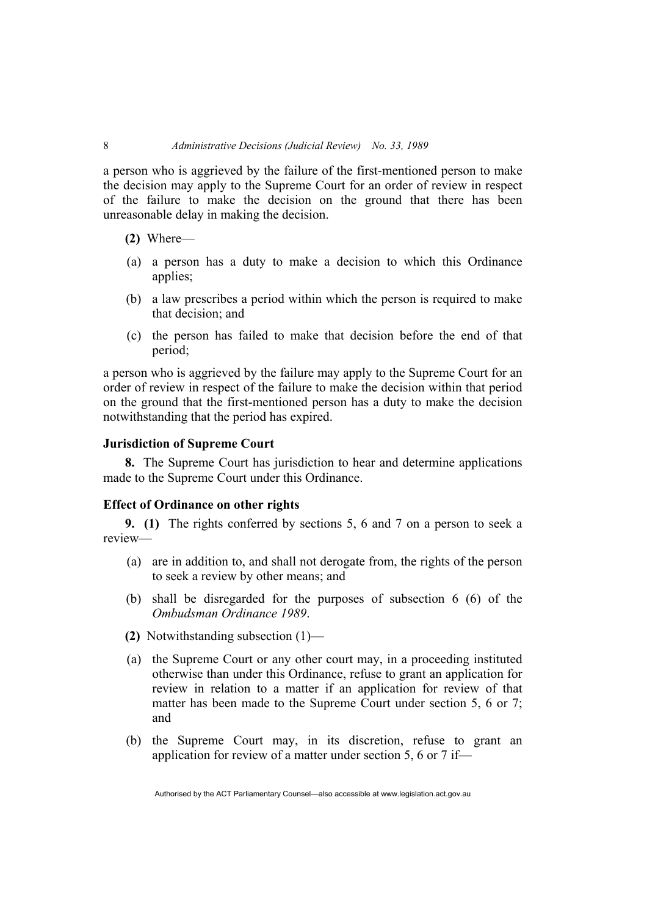a person who is aggrieved by the failure of the first-mentioned person to make the decision may apply to the Supreme Court for an order of review in respect of the failure to make the decision on the ground that there has been unreasonable delay in making the decision.

**(2)** Where—

(a) a person has a duty to make a decision to which this Ordinance applies;

(b) a law prescribes a period within which the person is required to make that decision; and

(c) the person has failed to make that decision before the end of that period;

a person who is aggrieved by the failure may apply to the Supreme Court for an order of review in respect of the failure to make the decision within that period on the ground that the first-mentioned person has a duty to make the decision notwithstanding that the period has expired.

### Jurisdiction of Supreme Court

**8.** The Supreme Court has jurisdiction to hear and determine applications made to the Supreme Court under this Ordinance.

### Effect of Ordinance on other rights

**9. (1)** The rights conferred by sections 5, 6 and 7 on a person to seek a review—

(a) are in addition to, and shall not derogate from, the rights of the person to seek a review by other means; and

(b) shall be disregarded for the purposes of subsection 6 (6) of the *Ombudsman Ordinance 1989*.

**(2)** Notwithstanding subsection (1)—

(a) the Supreme Court or any other court may, in a proceeding instituted otherwise than under this Ordinance, refuse to grant an application for review in relation to a matter if an application for review of that matter has been made to the Supreme Court under section 5, 6 or 7; and

(b) the Supreme Court may, in its discretion, refuse to grant an application for review of a matter under section 5, 6 or 7 if—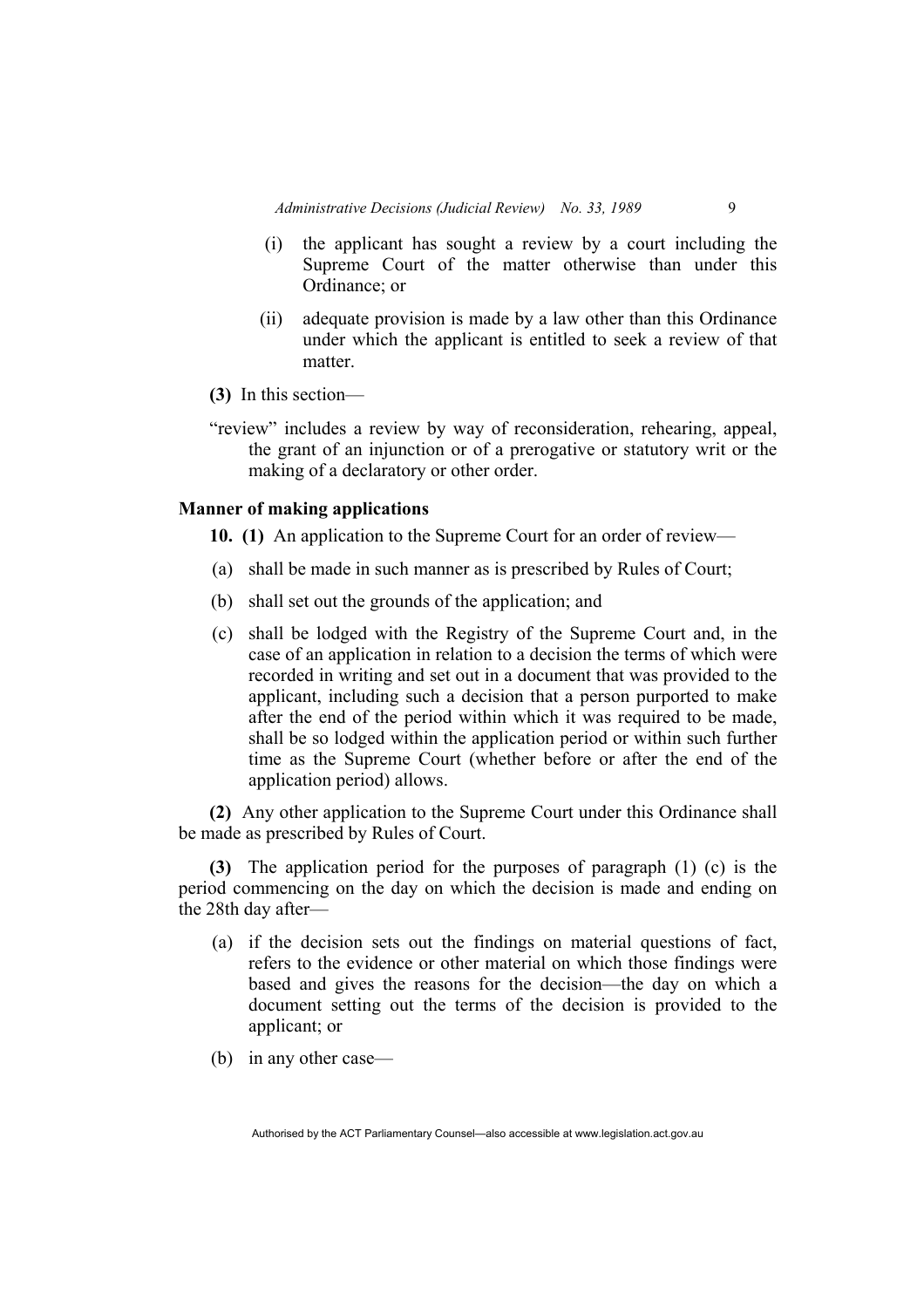(i) the applicant has sought a review by a court including the Supreme Court of the matter otherwise than under this Ordinance; or

(ii) adequate provision is made by a law other than this Ordinance under which the applicant is entitled to seek a review of that matter.

**(3)** In this section—

"review" includes a review by way of reconsideration, rehearing, appeal, the grant of an injunction or of a prerogative or statutory writ or the making of a declaratory or other order.

### Manner of making applications

**10. (1)** An application to the Supreme Court for an order of review—

(a) shall be made in such manner as is prescribed by Rules of Court;

(b) shall set out the grounds of the application; and

(c) shall be lodged with the Registry of the Supreme Court and, in the case of an application in relation to a decision the terms of which were recorded in writing and set out in a document that was provided to the applicant, including such a decision that a person purported to make after the end of the period within which it was required to be made, shall be so lodged within the application period or within such further time as the Supreme Court (whether before or after the end of the application period) allows.

**(2)** Any other application to the Supreme Court under this Ordinance shall be made as prescribed by Rules of Court.

**(3)** The application period for the purposes of paragraph (1) (c) is the period commencing on the day on which the decision is made and ending on the 28th day after—

(a) if the decision sets out the findings on material questions of fact, refers to the evidence or other material on which those findings were based and gives the reasons for the decision—the day on which a document setting out the terms of the decision is provided to the applicant; or

(b) in any other case—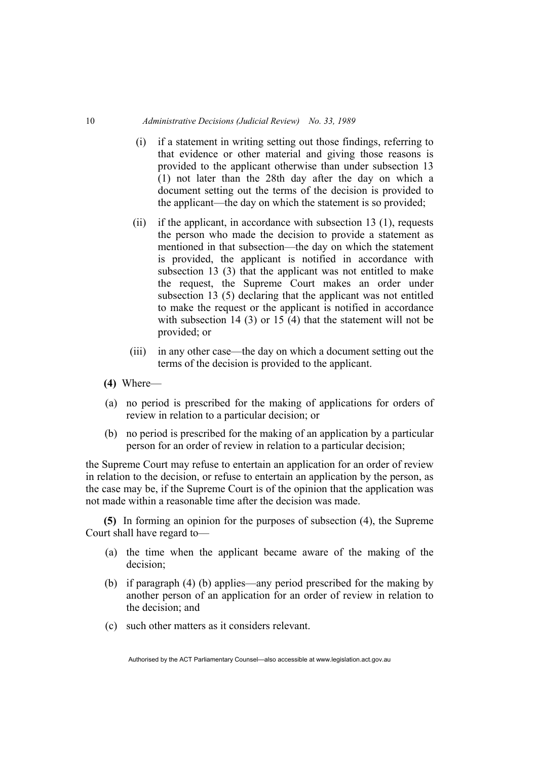(i) if a statement in writing setting out those findings, referring to that evidence or other material and giving those reasons is provided to the applicant otherwise than under subsection 13 (1) not later than the 28th day after the day on which a document setting out the terms of the decision is provided to the applicant—the day on which the statement is so provided;

(ii) if the applicant, in accordance with subsection 13 (1), requests the person who made the decision to provide a statement as mentioned in that subsection—the day on which the statement is provided, the applicant is notified in accordance with subsection 13 (3) that the applicant was not entitled to make the request, the Supreme Court makes an order under subsection 13 (5) declaring that the applicant was not entitled to make the request or the applicant is notified in accordance with subsection 14 (3) or 15 (4) that the statement will not be provided; or

(iii) in any other case—the day on which a document setting out the terms of the decision is provided to the applicant.

**(4)** Where—

(a) no period is prescribed for the making of applications for orders of review in relation to a particular decision; or

(b) no period is prescribed for the making of an application by a particular person for an order of review in relation to a particular decision;

the Supreme Court may refuse to entertain an application for an order of review in relation to the decision, or refuse to entertain an application by the person, as the case may be, if the Supreme Court is of the opinion that the application was not made within a reasonable time after the decision was made.

**(5)** In forming an opinion for the purposes of subsection (4), the Supreme Court shall have regard to—

(a) the time when the applicant became aware of the making of the decision;

(b) if paragraph (4) (b) applies—any period prescribed for the making by another person of an application for an order of review in relation to the decision; and

(c) such other matters as it considers relevant.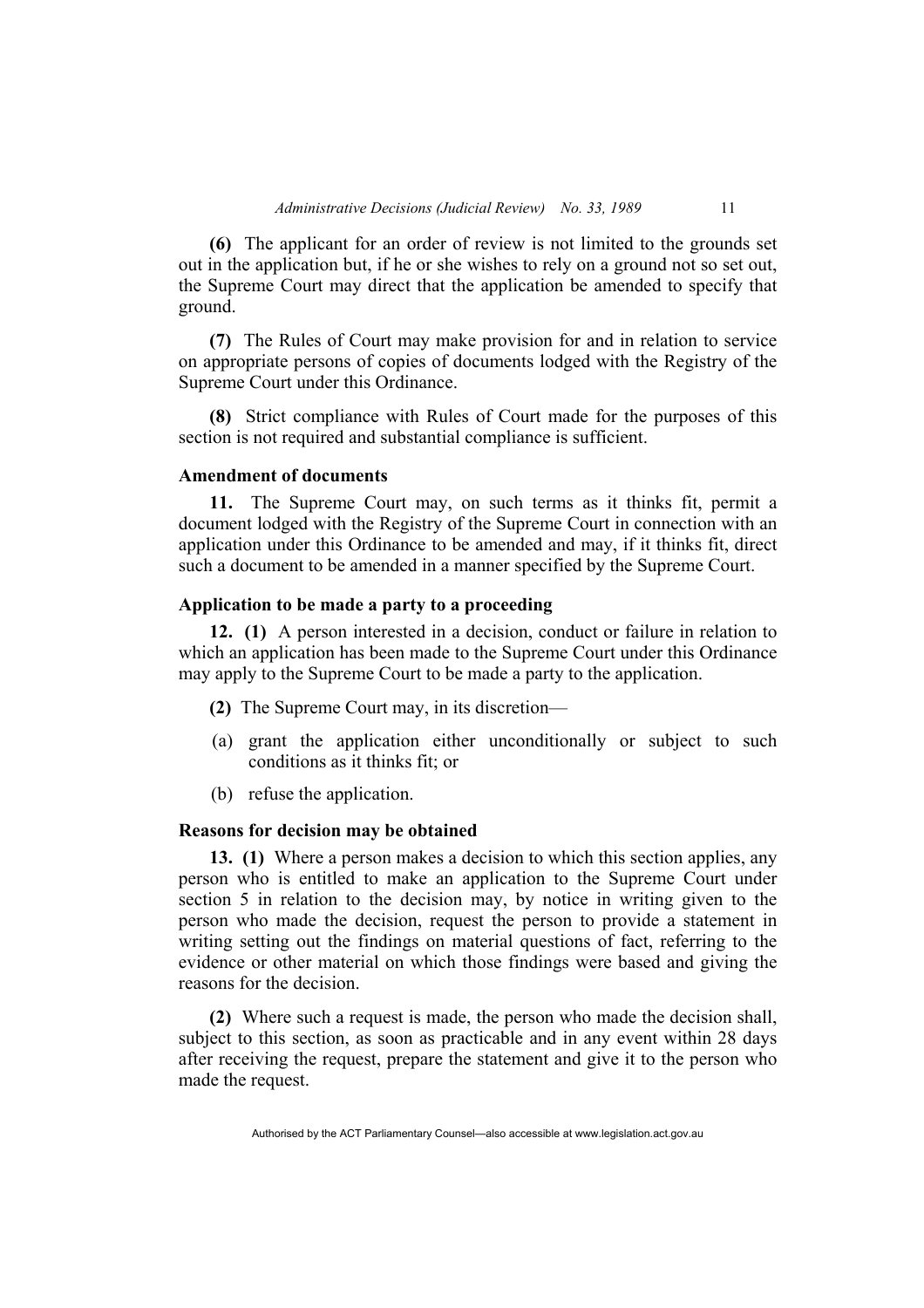**(6)** The applicant for an order of review is not limited to the grounds set out in the application but, if he or she wishes to rely on a ground not so set out, the Supreme Court may direct that the application be amended to specify that ground.

**(7)** The Rules of Court may make provision for and in relation to service on appropriate persons of copies of documents lodged with the Registry of the Supreme Court under this Ordinance.

**(8)** Strict compliance with Rules of Court made for the purposes of this section is not required and substantial compliance is sufficient.

### Amendment of documents

**11.** The Supreme Court may, on such terms as it thinks fit, permit a document lodged with the Registry of the Supreme Court in connection with an application under this Ordinance to be amended and may, if it thinks fit, direct such a document to be amended in a manner specified by the Supreme Court.

### Application to be made a party to a proceeding

**12. (1)** A person interested in a decision, conduct or failure in relation to which an application has been made to the Supreme Court under this Ordinance may apply to the Supreme Court to be made a party to the application.

**(2)** The Supreme Court may, in its discretion—

(a) grant the application either unconditionally or subject to such conditions as it thinks fit; or

(b) refuse the application.

### Reasons for decision may be obtained

**13. (1)** Where a person makes a decision to which this section applies, any person who is entitled to make an application to the Supreme Court under section 5 in relation to the decision may, by notice in writing given to the person who made the decision, request the person to provide a statement in writing setting out the findings on material questions of fact, referring to the evidence or other material on which those findings were based and giving the reasons for the decision.

**(2)** Where such a request is made, the person who made the decision shall, subject to this section, as soon as practicable and in any event within 28 days after receiving the request, prepare the statement and give it to the person who made the request.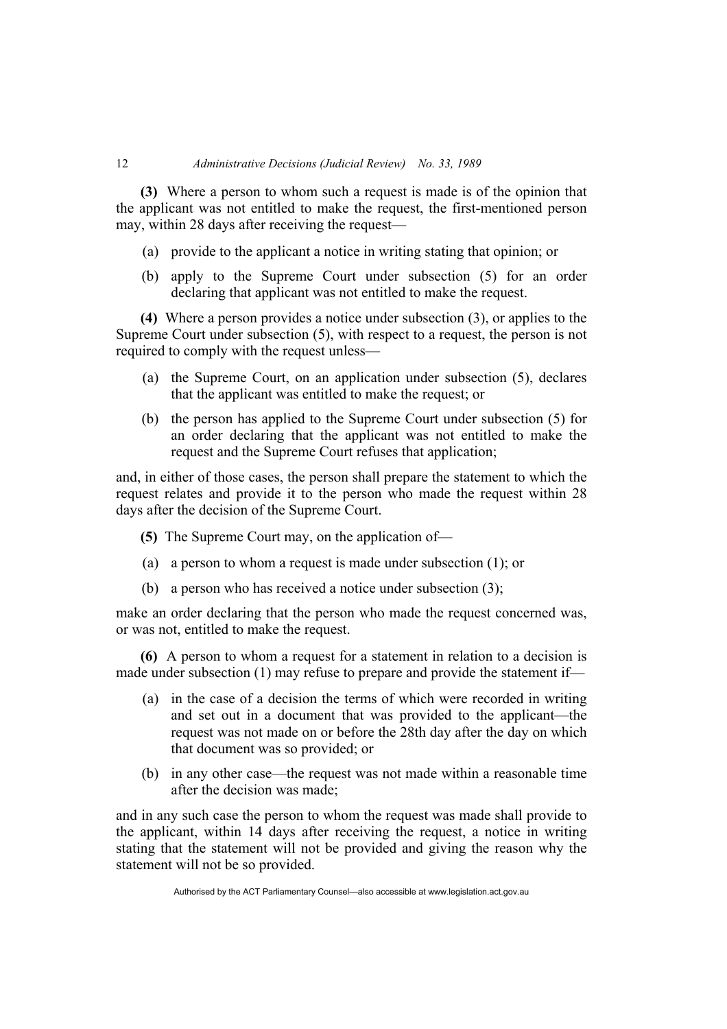**(3)** Where a person to whom such a request is made is of the opinion that the applicant was not entitled to make the request, the first-mentioned person may, within 28 days after receiving the request—

(a) provide to the applicant a notice in writing stating that opinion; or

(b) apply to the Supreme Court under subsection (5) for an order declaring that applicant was not entitled to make the request.

**(4)** Where a person provides a notice under subsection (3), or applies to the Supreme Court under subsection (5), with respect to a request, the person is not required to comply with the request unless—

(a) the Supreme Court, on an application under subsection (5), declares that the applicant was entitled to make the request; or

(b) the person has applied to the Supreme Court under subsection (5) for an order declaring that the applicant was not entitled to make the request and the Supreme Court refuses that application;

and, in either of those cases, the person shall prepare the statement to which the request relates and provide it to the person who made the request within 28 days after the decision of the Supreme Court.

**(5)** The Supreme Court may, on the application of—

(a) a person to whom a request is made under subsection (1); or

(b) a person who has received a notice under subsection (3);

make an order declaring that the person who made the request concerned was, or was not, entitled to make the request.

**(6)** A person to whom a request for a statement in relation to a decision is made under subsection (1) may refuse to prepare and provide the statement if—

(a) in the case of a decision the terms of which were recorded in writing and set out in a document that was provided to the applicant—the request was not made on or before the 28th day after the day on which that document was so provided; or

(b) in any other case—the request was not made within a reasonable time after the decision was made;

and in any such case the person to whom the request was made shall provide to the applicant, within 14 days after receiving the request, a notice in writing stating that the statement will not be provided and giving the reason why the statement will not be so provided.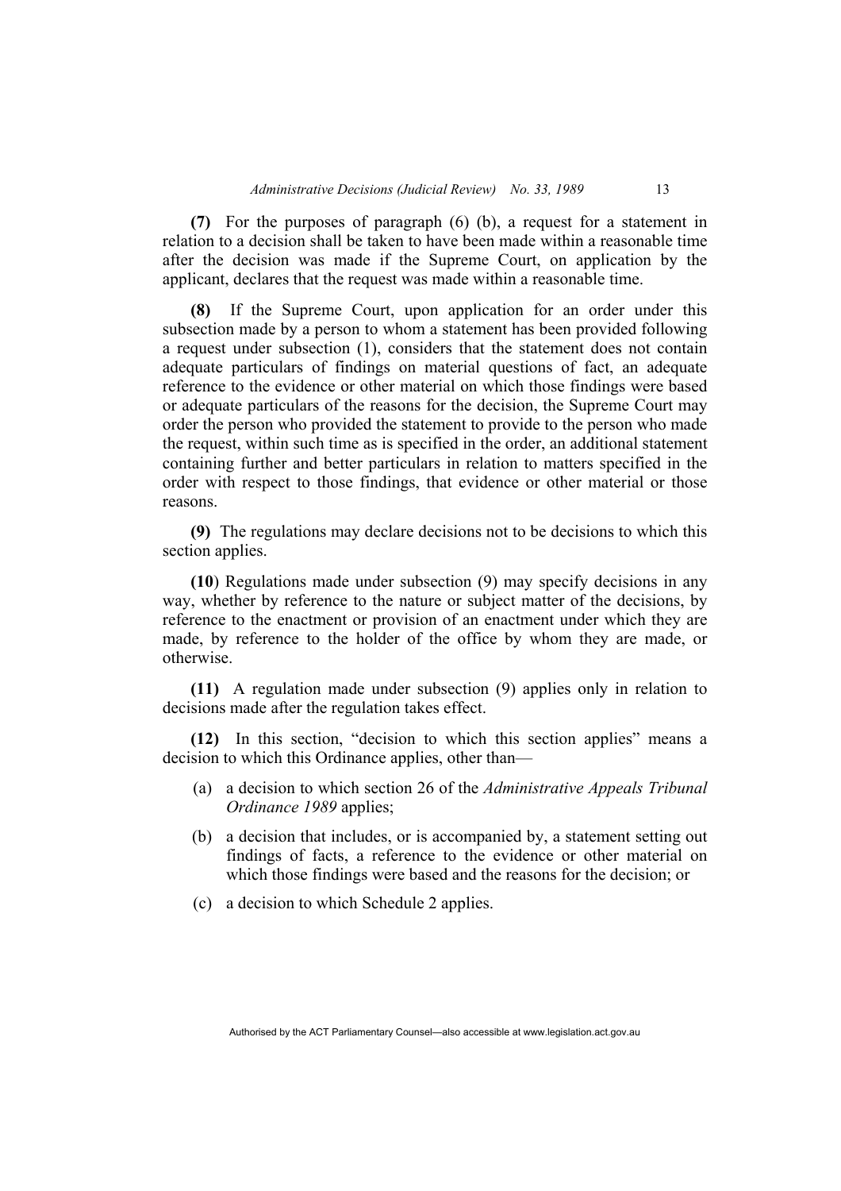**(7)** For the purposes of paragraph (6) (b), a request for a statement in relation to a decision shall be taken to have been made within a reasonable time after the decision was made if the Supreme Court, on application by the applicant, declares that the request was made within a reasonable time.

**(8)** If the Supreme Court, upon application for an order under this subsection made by a person to whom a statement has been provided following a request under subsection (1), considers that the statement does not contain adequate particulars of findings on material questions of fact, an adequate reference to the evidence or other material on which those findings were based or adequate particulars of the reasons for the decision, the Supreme Court may order the person who provided the statement to provide to the person who made the request, within such time as is specified in the order, an additional statement containing further and better particulars in relation to matters specified in the order with respect to those findings, that evidence or other material or those reasons.

**(9)** The regulations may declare decisions not to be decisions to which this section applies.

**(10)** Regulations made under subsection (9) may specify decisions in any way, whether by reference to the nature or subject matter of the decisions, by reference to the enactment or provision of an enactment under which they are made, by reference to the holder of the office by whom they are made, or otherwise.

**(11)** A regulation made under subsection (9) applies only in relation to decisions made after the regulation takes effect.

**(12)** In this section, "decision to which this section applies" means a decision to which this Ordinance applies, other than—

- (a) a decision to which section 26 of the *Administrative Appeals Tribunal Ordinance 1989* applies;
- (b) a decision that includes, or is accompanied by, a statement setting out findings of facts, a reference to the evidence or other material on which those findings were based and the reasons for the decision; or
- (c) a decision to which Schedule 2 applies.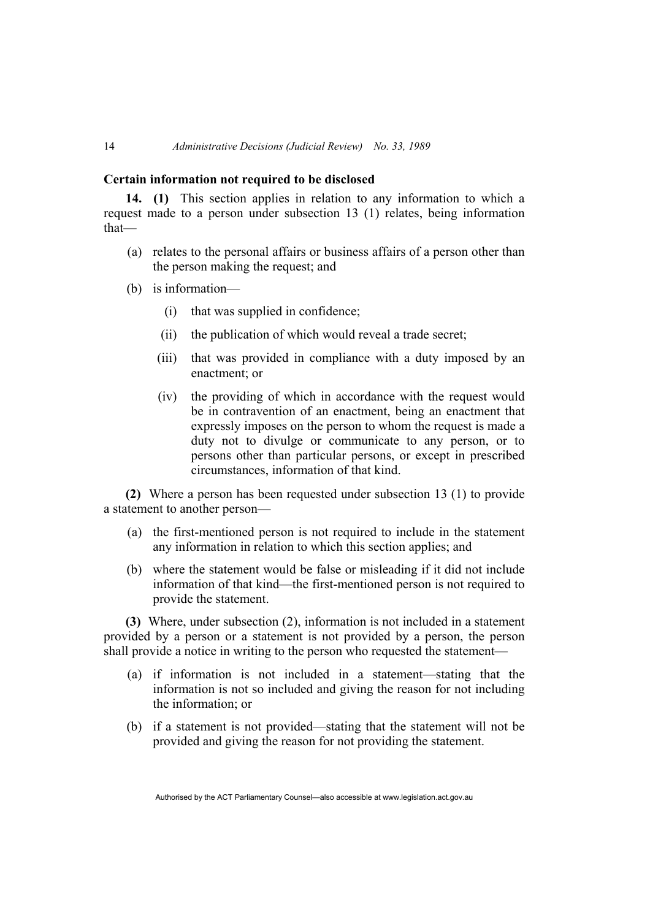### Certain information not required to be disclosed

**14.** **(1)** This section applies in relation to any information to which a request made to a person under subsection 13 (1) relates, being information that—

- (a) relates to the personal affairs or business affairs of a person other than the person making the request; and
- (b) is information—
  - (i) that was supplied in confidence;
  - (ii) the publication of which would reveal a trade secret;
  - (iii) that was provided in compliance with a duty imposed by an enactment; or
  - (iv) the providing of which in accordance with the request would be in contravention of an enactment, being an enactment that expressly imposes on the person to whom the request is made a duty not to divulge or communicate to any person, or to persons other than particular persons, or except in prescribed circumstances, information of that kind.

**(2)** Where a person has been requested under subsection 13 (1) to provide a statement to another person—

- (a) the first-mentioned person is not required to include in the statement any information in relation to which this section applies; and
- (b) where the statement would be false or misleading if it did not include information of that kind—the first-mentioned person is not required to provide the statement.

**(3)** Where, under subsection (2), information is not included in a statement provided by a person or a statement is not provided by a person, the person shall provide a notice in writing to the person who requested the statement—

- (a) if information is not included in a statement—stating that the information is not so included and giving the reason for not including the information; or
- (b) if a statement is not provided—stating that the statement will not be provided and giving the reason for not providing the statement.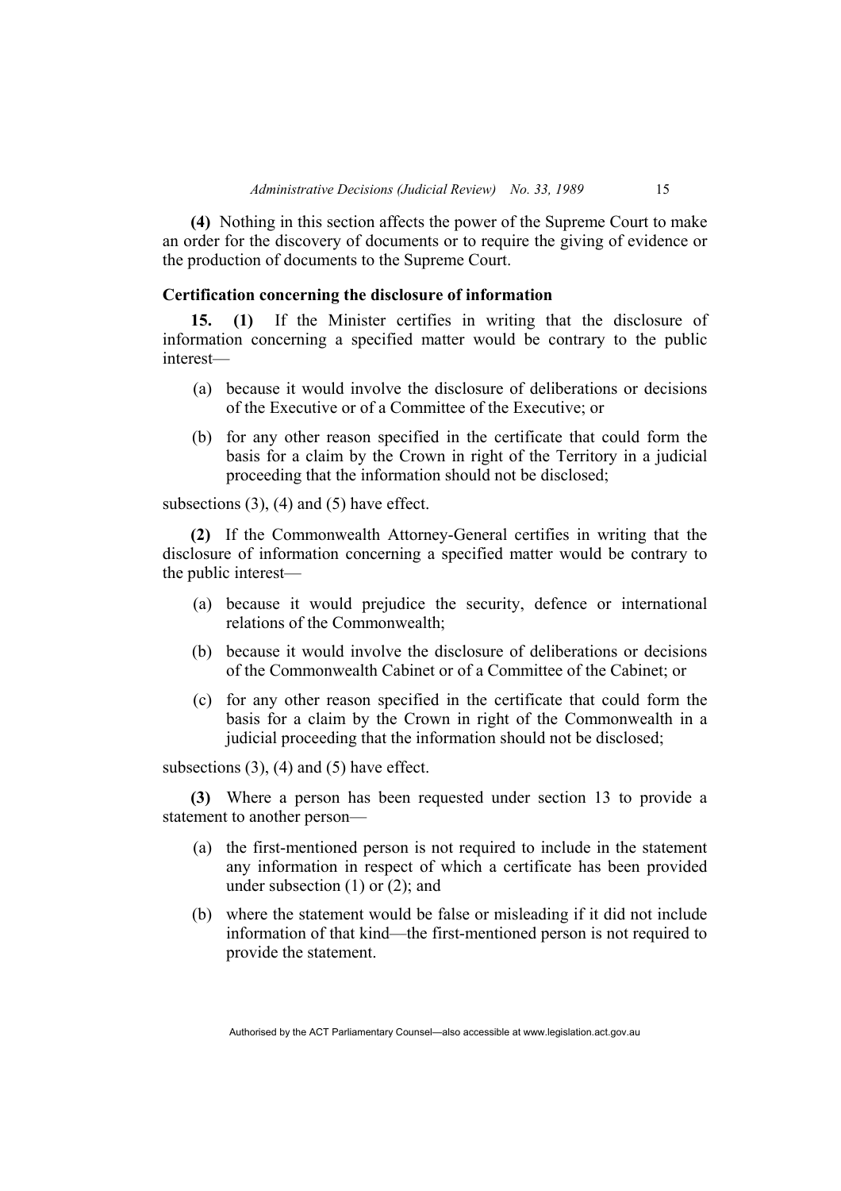**(4)** Nothing in this section affects the power of the Supreme Court to make an order for the discovery of documents or to require the giving of evidence or the production of documents to the Supreme Court.

### Certification concerning the disclosure of information

**15. (1)** If the Minister certifies in writing that the disclosure of information concerning a specified matter would be contrary to the public interest—

(a) because it would involve the disclosure of deliberations or decisions of the Executive or of a Committee of the Executive; or

(b) for any other reason specified in the certificate that could form the basis for a claim by the Crown in right of the Territory in a judicial proceeding that the information should not be disclosed;

subsections (3), (4) and (5) have effect.

**(2)** If the Commonwealth Attorney-General certifies in writing that the disclosure of information concerning a specified matter would be contrary to the public interest—

(a) because it would prejudice the security, defence or international relations of the Commonwealth;

(b) because it would involve the disclosure of deliberations or decisions of the Commonwealth Cabinet or of a Committee of the Cabinet; or

(c) for any other reason specified in the certificate that could form the basis for a claim by the Crown in right of the Commonwealth in a judicial proceeding that the information should not be disclosed;

subsections (3), (4) and (5) have effect.

**(3)** Where a person has been requested under section 13 to provide a statement to another person—

(a) the first-mentioned person is not required to include in the statement any information in respect of which a certificate has been provided under subsection (1) or (2); and

(b) where the statement would be false or misleading if it did not include information of that kind—the first-mentioned person is not required to provide the statement.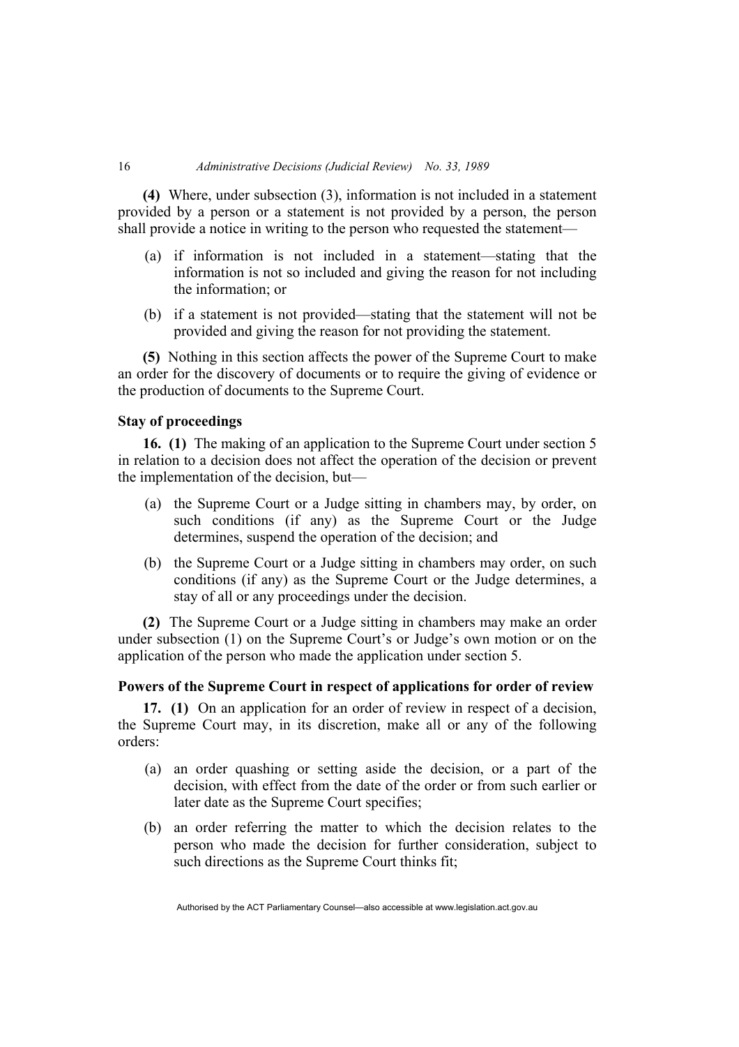**(4)** Where, under subsection (3), information is not included in a statement provided by a person or a statement is not provided by a person, the person shall provide a notice in writing to the person who requested the statement—

(a) if information is not included in a statement—stating that the information is not so included and giving the reason for not including the information; or

(b) if a statement is not provided—stating that the statement will not be provided and giving the reason for not providing the statement.

**(5)** Nothing in this section affects the power of the Supreme Court to make an order for the discovery of documents or to require the giving of evidence or the production of documents to the Supreme Court.

### Stay of proceedings

**16. (1)** The making of an application to the Supreme Court under section 5 in relation to a decision does not affect the operation of the decision or prevent the implementation of the decision, but—

(a) the Supreme Court or a Judge sitting in chambers may, by order, on such conditions (if any) as the Supreme Court or the Judge determines, suspend the operation of the decision; and

(b) the Supreme Court or a Judge sitting in chambers may order, on such conditions (if any) as the Supreme Court or the Judge determines, a stay of all or any proceedings under the decision.

**(2)** The Supreme Court or a Judge sitting in chambers may make an order under subsection (1) on the Supreme Court's or Judge's own motion or on the application of the person who made the application under section 5.

### Powers of the Supreme Court in respect of applications for order of review

**17. (1)** On an application for an order of review in respect of a decision, the Supreme Court may, in its discretion, make all or any of the following orders:

(a) an order quashing or setting aside the decision, or a part of the decision, with effect from the date of the order or from such earlier or later date as the Supreme Court specifies;

(b) an order referring the matter to which the decision relates to the person who made the decision for further consideration, subject to such directions as the Supreme Court thinks fit;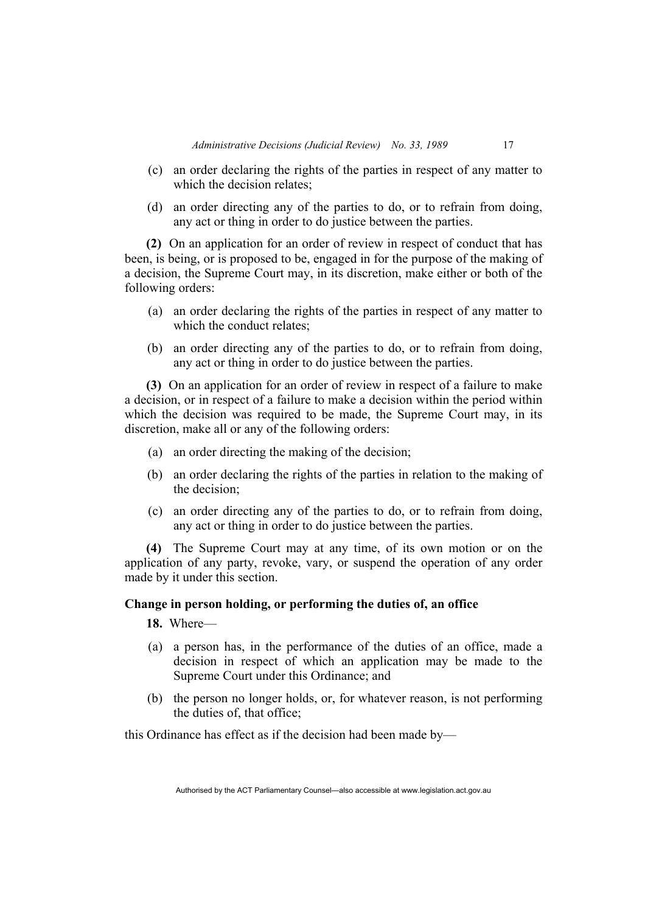(c) an order declaring the rights of the parties in respect of any matter to which the decision relates;

(d) an order directing any of the parties to do, or to refrain from doing, any act or thing in order to do justice between the parties.

**(2)** On an application for an order of review in respect of conduct that has been, is being, or is proposed to be, engaged in for the purpose of the making of a decision, the Supreme Court may, in its discretion, make either or both of the following orders:

(a) an order declaring the rights of the parties in respect of any matter to which the conduct relates;

(b) an order directing any of the parties to do, or to refrain from doing, any act or thing in order to do justice between the parties.

**(3)** On an application for an order of review in respect of a failure to make a decision, or in respect of a failure to make a decision within the period within which the decision was required to be made, the Supreme Court may, in its discretion, make all or any of the following orders:

(a) an order directing the making of the decision;

(b) an order declaring the rights of the parties in relation to the making of the decision;

(c) an order directing any of the parties to do, or to refrain from doing, any act or thing in order to do justice between the parties.

**(4)** The Supreme Court may at any time, of its own motion or on the application of any party, revoke, vary, or suspend the operation of any order made by it under this section.

### Change in person holding, or performing the duties of, an office

**18.** Where—

(a) a person has, in the performance of the duties of an office, made a decision in respect of which an application may be made to the Supreme Court under this Ordinance; and

(b) the person no longer holds, or, for whatever reason, is not performing the duties of, that office;

this Ordinance has effect as if the decision had been made by—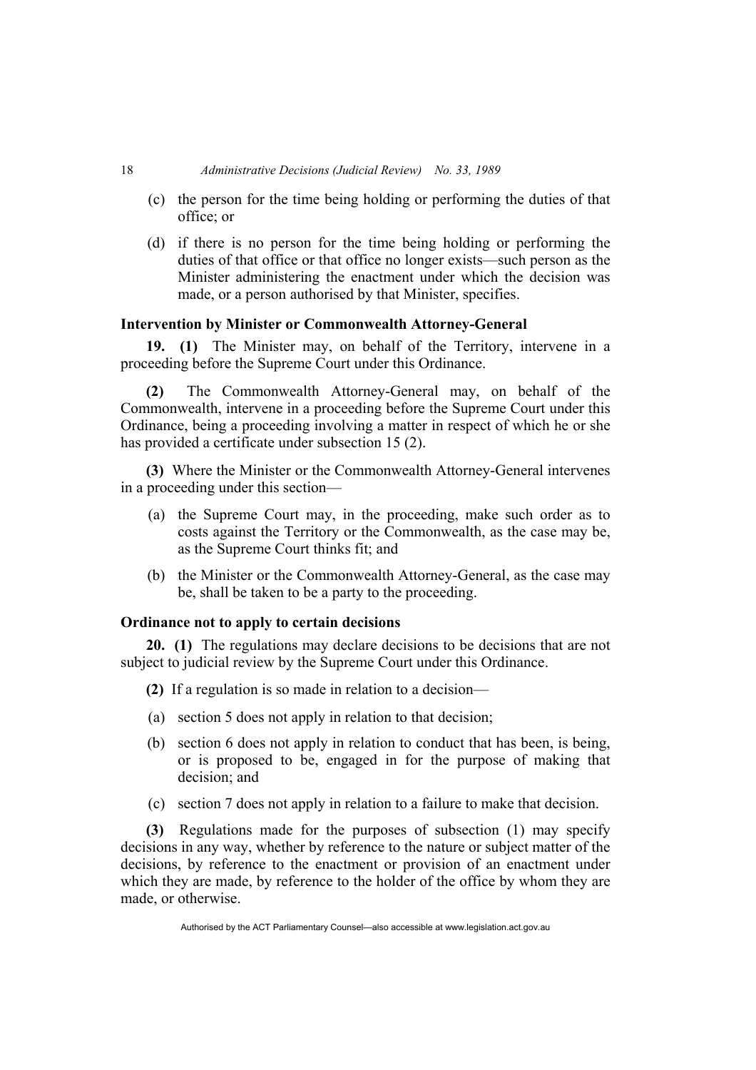(c) the person for the time being holding or performing the duties of that office; or

(d) if there is no person for the time being holding or performing the duties of that office or that office no longer exists—such person as the Minister administering the enactment under which the decision was made, or a person authorised by that Minister, specifies.

**Intervention by Minister or Commonwealth Attorney-General**

**19. (1)** The Minister may, on behalf of the Territory, intervene in a proceeding before the Supreme Court under this Ordinance.

**(2)** The Commonwealth Attorney-General may, on behalf of the Commonwealth, intervene in a proceeding before the Supreme Court under this Ordinance, being a proceeding involving a matter in respect of which he or she has provided a certificate under subsection 15 (2).

**(3)** Where the Minister or the Commonwealth Attorney-General intervenes in a proceeding under this section—

(a) the Supreme Court may, in the proceeding, make such order as to costs against the Territory or the Commonwealth, as the case may be, as the Supreme Court thinks fit; and

(b) the Minister or the Commonwealth Attorney-General, as the case may be, shall be taken to be a party to the proceeding.

**Ordinance not to apply to certain decisions**

**20. (1)** The regulations may declare decisions to be decisions that are not subject to judicial review by the Supreme Court under this Ordinance.

**(2)** If a regulation is so made in relation to a decision—

(a) section 5 does not apply in relation to that decision;

(b) section 6 does not apply in relation to conduct that has been, is being, or is proposed to be, engaged in for the purpose of making that decision; and

(c) section 7 does not apply in relation to a failure to make that decision.

**(3)** Regulations made for the purposes of subsection (1) may specify decisions in any way, whether by reference to the nature or subject matter of the decisions, by reference to the enactment or provision of an enactment under which they are made, by reference to the holder of the office by whom they are made, or otherwise.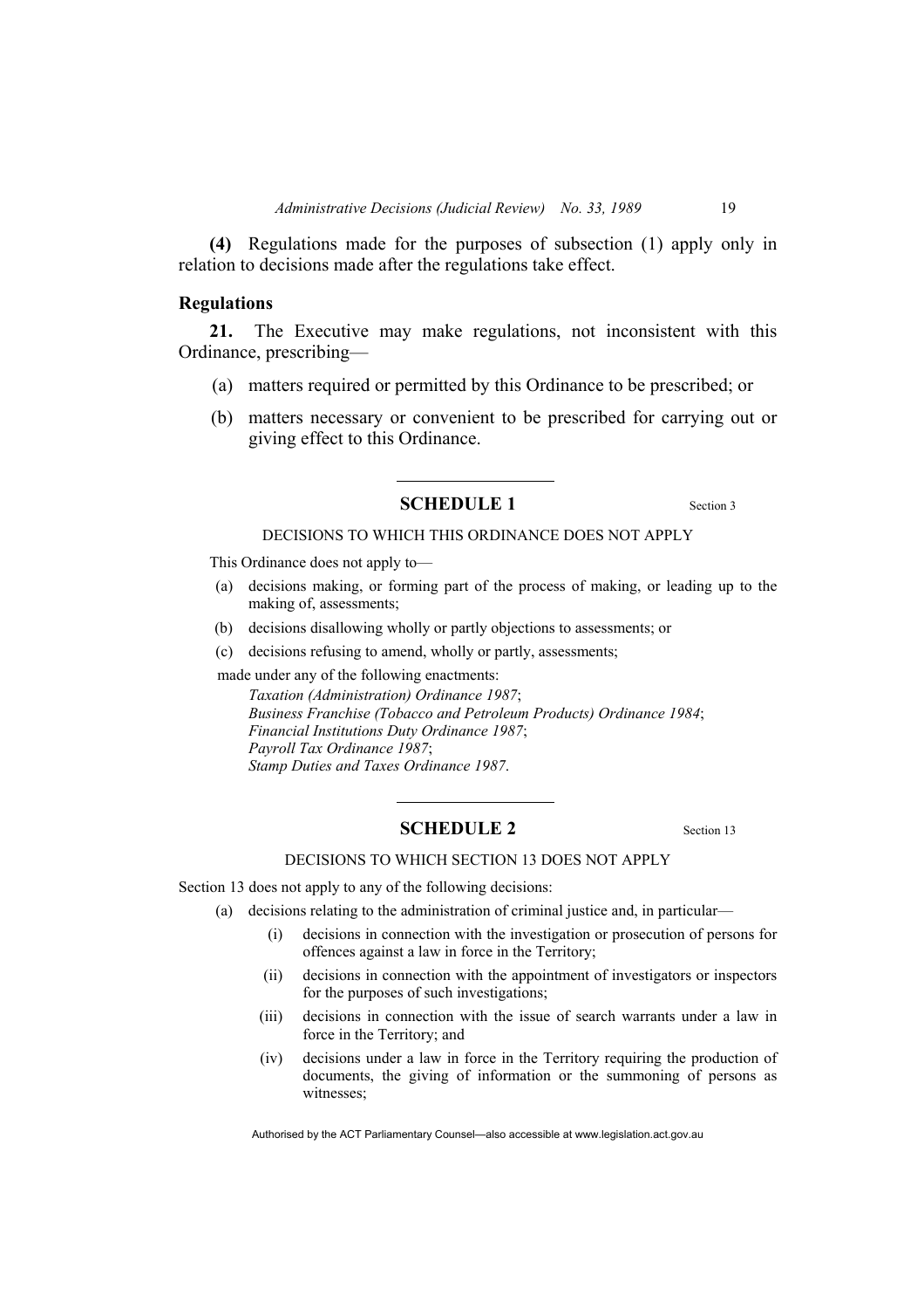**(4)** Regulations made for the purposes of subsection (1) apply only in relation to decisions made after the regulations take effect.

### Regulations

**21.** The Executive may make regulations, not inconsistent with this Ordinance, prescribing—

(a) matters required or permitted by this Ordinance to be prescribed; or

(b) matters necessary or convenient to be prescribed for carrying out or giving effect to this Ordinance.

---

## SCHEDULE 1

Section 3

DECISIONS TO WHICH THIS ORDINANCE DOES NOT APPLY

This Ordinance does not apply to—

(a) decisions making, or forming part of the process of making, or leading up to the making of, assessments;

(b) decisions disallowing wholly or partly objections to assessments; or

(c) decisions refusing to amend, wholly or partly, assessments;

made under any of the following enactments:

*Taxation (Administration) Ordinance 1987*;
*Business Franchise (Tobacco and Petroleum Products) Ordinance 1984*;
*Financial Institutions Duty Ordinance 1987*;
*Payroll Tax Ordinance 1987*;
*Stamp Duties and Taxes Ordinance 1987*.

---

## SCHEDULE 2

Section 13

DECISIONS TO WHICH SECTION 13 DOES NOT APPLY

Section 13 does not apply to any of the following decisions:

(a) decisions relating to the administration of criminal justice and, in particular—

(i) decisions in connection with the investigation or prosecution of persons for offences against a law in force in the Territory;

(ii) decisions in connection with the appointment of investigators or inspectors for the purposes of such investigations;

(iii) decisions in connection with the issue of search warrants under a law in force in the Territory; and

(iv) decisions under a law in force in the Territory requiring the production of documents, the giving of information or the summoning of persons as witnesses;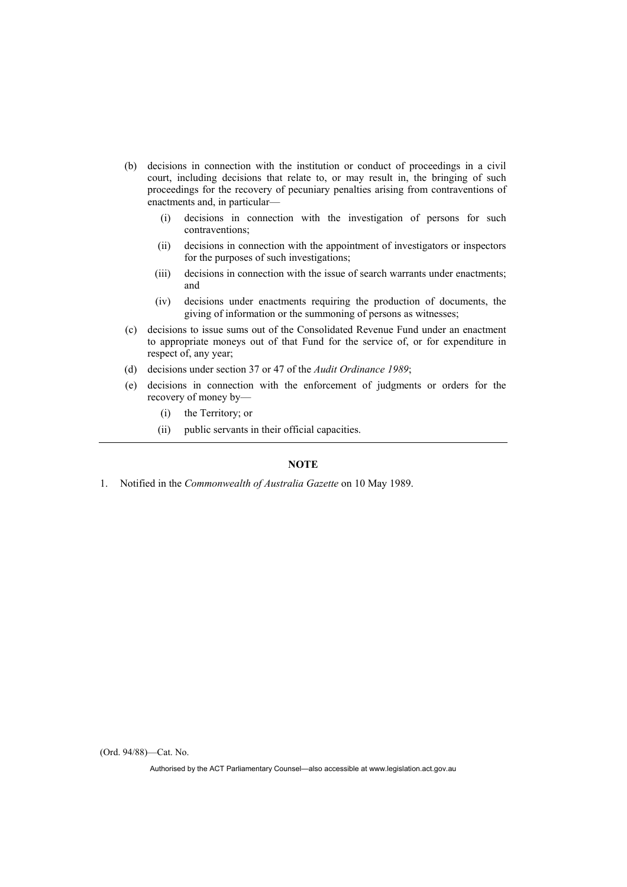(b) decisions in connection with the institution or conduct of proceedings in a civil court, including decisions that relate to, or may result in, the bringing of such proceedings for the recovery of pecuniary penalties arising from contraventions of enactments and, in particular—

   (i) decisions in connection with the investigation of persons for such contraventions;

   (ii) decisions in connection with the appointment of investigators or inspectors for the purposes of such investigations;

   (iii) decisions in connection with the issue of search warrants under enactments; and

   (iv) decisions under enactments requiring the production of documents, the giving of information or the summoning of persons as witnesses;

(c) decisions to issue sums out of the Consolidated Revenue Fund under an enactment to appropriate moneys out of that Fund for the service of, or for expenditure in respect of, any year;

(d) decisions under section 37 or 47 of the *Audit Ordinance 1989*;

(e) decisions in connection with the enforcement of judgments or orders for the recovery of money by—

   (i) the Territory; or

   (ii) public servants in their official capacities.

---

**NOTE**

1. Notified in the *Commonwealth of Australia Gazette* on 10 May 1989.